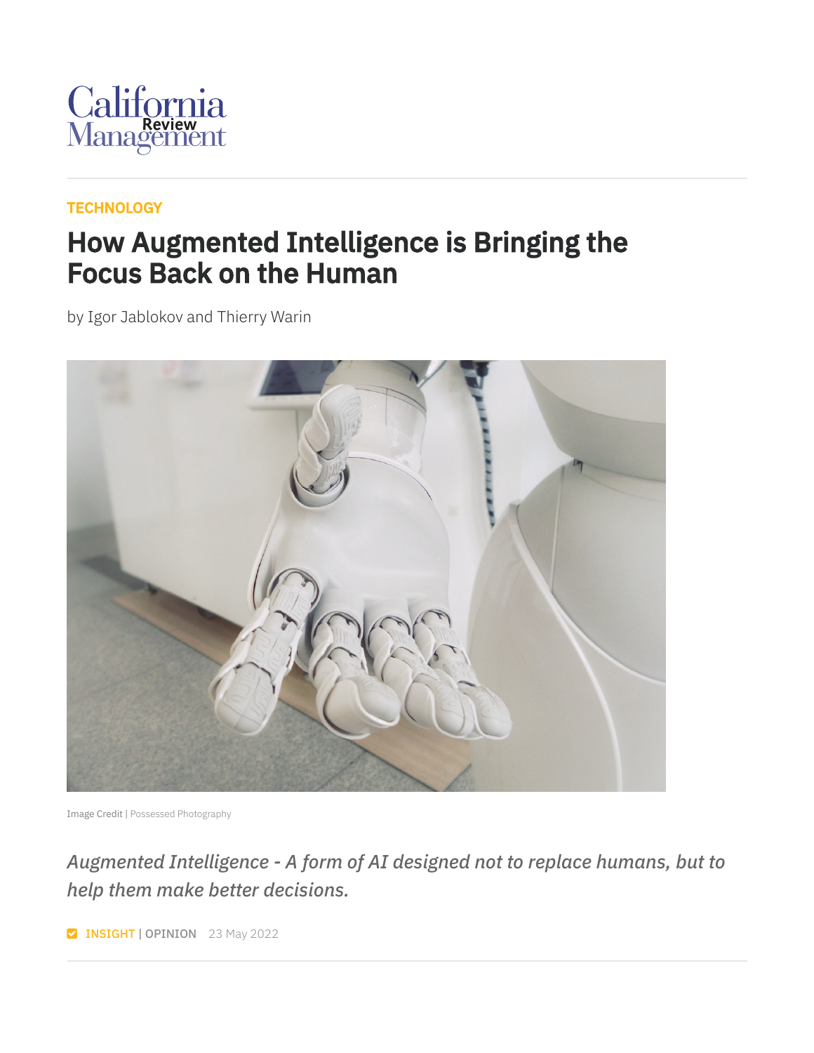California Management Review

TECHNOLOGY

# How Augmented Intelligence is Bringing the Focus Back on the Human

by Igor Jablokov and Thierry Warin

Image Credit | Possessed Photography

*Augmented Intelligence - A form of AI designed not to replace humans, but to help them make better decisions.*

INSIGHT | OPINION 23 May 2022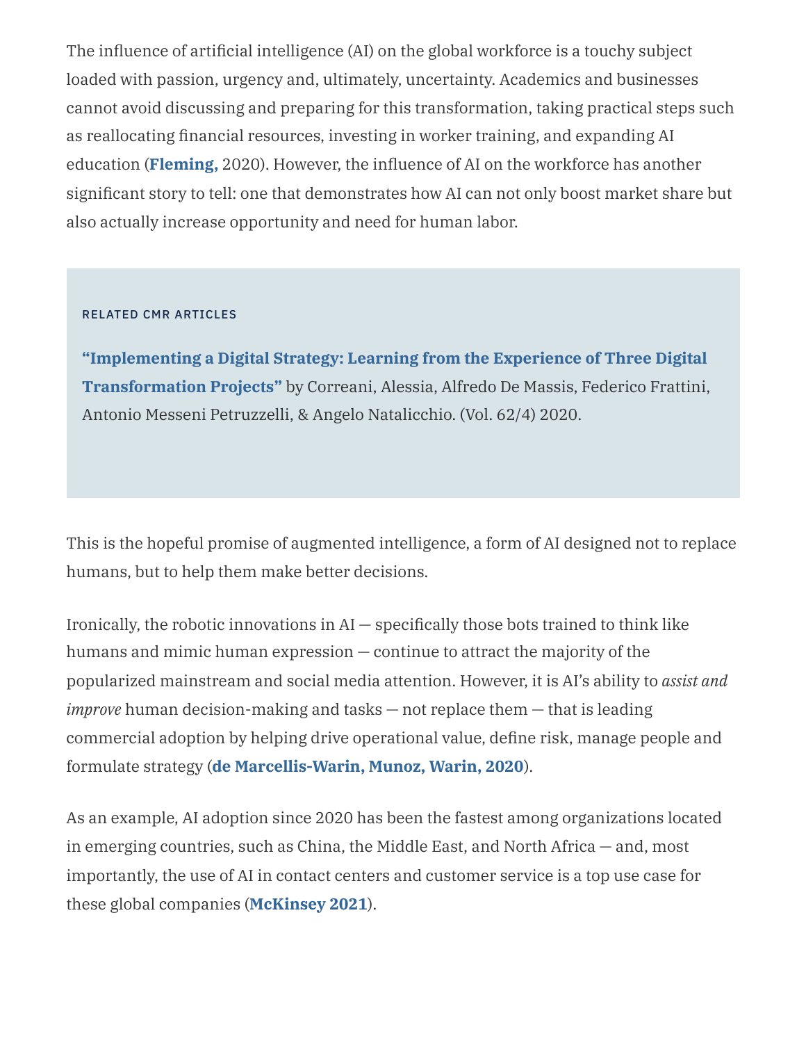The influence of artificial intelligence (AI) on the global workforce is a touchy subject loaded with passion, urgency and, ultimately, uncertainty. Academics and businesses cannot avoid discussing and preparing for this transformation, taking practical steps such as reallocating financial resources, investing in worker training, and expanding AI education (**Fleming,** 2020). However, the influence of AI on the workforce has another significant story to tell: one that demonstrates how AI can not only boost market share but also actually increase opportunity and need for human labor.

RELATED CMR ARTICLES

**"Implementing a Digital Strategy: Learning from the Experience of Three Digital Transformation Projects"** by Correani, Alessia, Alfredo De Massis, Federico Frattini, Antonio Messeni Petruzzelli, & Angelo Natalicchio. (Vol. 62/4) 2020.

This is the hopeful promise of augmented intelligence, a form of AI designed not to replace humans, but to help them make better decisions.

Ironically, the robotic innovations in AI — specifically those bots trained to think like humans and mimic human expression — continue to attract the majority of the popularized mainstream and social media attention. However, it is AI's ability to *assist and improve* human decision-making and tasks — not replace them — that is leading commercial adoption by helping drive operational value, define risk, manage people and formulate strategy (**de Marcellis-Warin, Munoz, Warin, 2020**).

As an example, AI adoption since 2020 has been the fastest among organizations located in emerging countries, such as China, the Middle East, and North Africa — and, most importantly, the use of AI in contact centers and customer service is a top use case for these global companies (**McKinsey 2021**).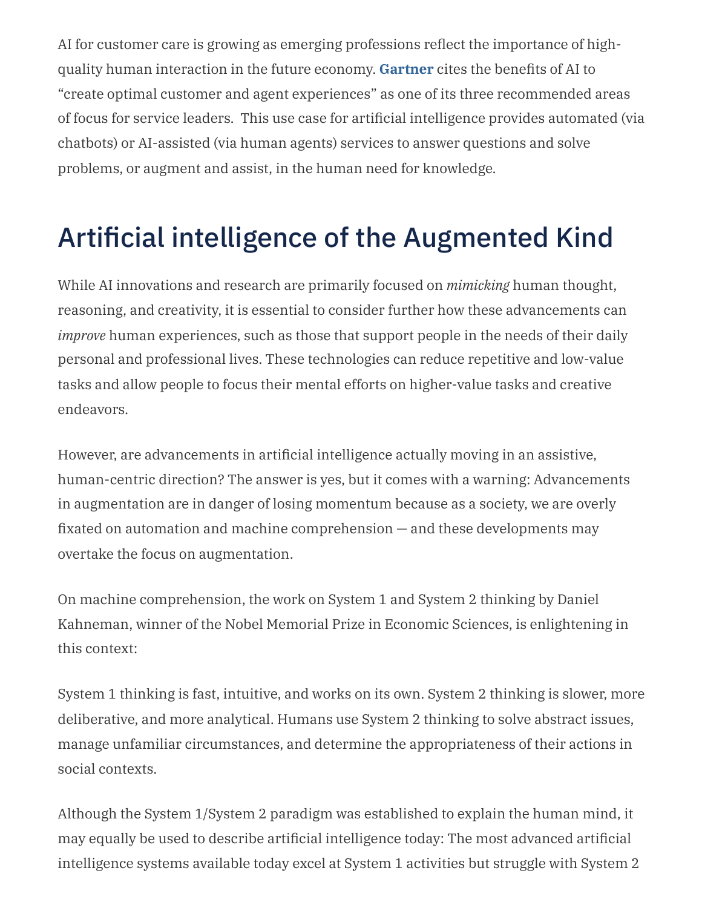AI for customer care is growing as emerging professions reflect the importance of high-quality human interaction in the future economy. **Gartner** cites the benefits of AI to "create optimal customer and agent experiences" as one of its three recommended areas of focus for service leaders. This use case for artificial intelligence provides automated (via chatbots) or AI-assisted (via human agents) services to answer questions and solve problems, or augment and assist, in the human need for knowledge.

## Artificial intelligence of the Augmented Kind

While AI innovations and research are primarily focused on *mimicking* human thought, reasoning, and creativity, it is essential to consider further how these advancements can *improve* human experiences, such as those that support people in the needs of their daily personal and professional lives. These technologies can reduce repetitive and low-value tasks and allow people to focus their mental efforts on higher-value tasks and creative endeavors.

However, are advancements in artificial intelligence actually moving in an assistive, human-centric direction? The answer is yes, but it comes with a warning: Advancements in augmentation are in danger of losing momentum because as a society, we are overly fixated on automation and machine comprehension — and these developments may overtake the focus on augmentation.

On machine comprehension, the work on System 1 and System 2 thinking by Daniel Kahneman, winner of the Nobel Memorial Prize in Economic Sciences, is enlightening in this context:

System 1 thinking is fast, intuitive, and works on its own. System 2 thinking is slower, more deliberative, and more analytical. Humans use System 2 thinking to solve abstract issues, manage unfamiliar circumstances, and determine the appropriateness of their actions in social contexts.

Although the System 1/System 2 paradigm was established to explain the human mind, it may equally be used to describe artificial intelligence today: The most advanced artificial intelligence systems available today excel at System 1 activities but struggle with System 2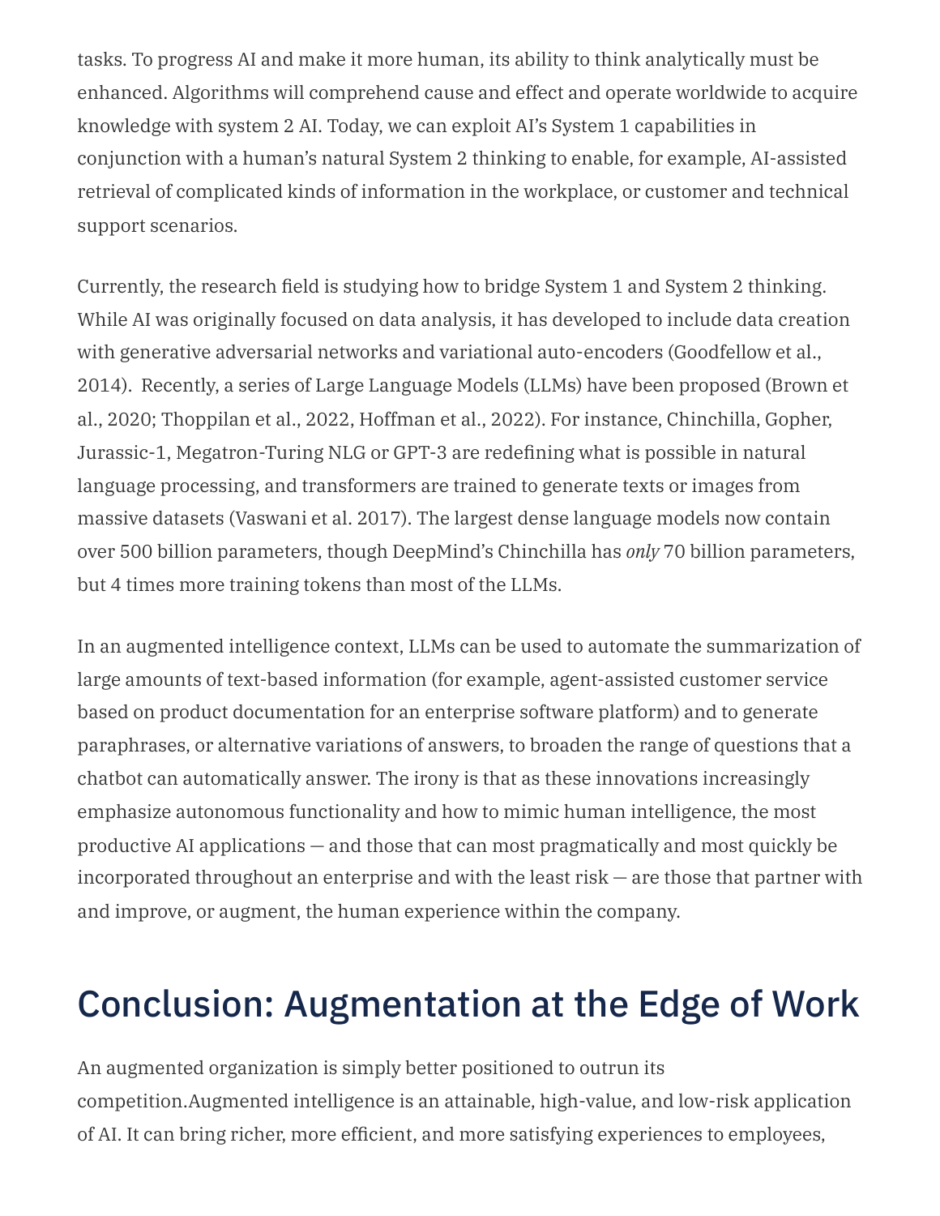tasks. To progress AI and make it more human, its ability to think analytically must be enhanced. Algorithms will comprehend cause and effect and operate worldwide to acquire knowledge with system 2 AI. Today, we can exploit AI's System 1 capabilities in conjunction with a human's natural System 2 thinking to enable, for example, AI-assisted retrieval of complicated kinds of information in the workplace, or customer and technical support scenarios.

Currently, the research field is studying how to bridge System 1 and System 2 thinking. While AI was originally focused on data analysis, it has developed to include data creation with generative adversarial networks and variational auto-encoders (Goodfellow et al., 2014). Recently, a series of Large Language Models (LLMs) have been proposed (Brown et al., 2020; Thoppilan et al., 2022, Hoffman et al., 2022). For instance, Chinchilla, Gopher, Jurassic-1, Megatron-Turing NLG or GPT-3 are redefining what is possible in natural language processing, and transformers are trained to generate texts or images from massive datasets (Vaswani et al. 2017). The largest dense language models now contain over 500 billion parameters, though DeepMind's Chinchilla has *only* 70 billion parameters, but 4 times more training tokens than most of the LLMs.

In an augmented intelligence context, LLMs can be used to automate the summarization of large amounts of text-based information (for example, agent-assisted customer service based on product documentation for an enterprise software platform) and to generate paraphrases, or alternative variations of answers, to broaden the range of questions that a chatbot can automatically answer. The irony is that as these innovations increasingly emphasize autonomous functionality and how to mimic human intelligence, the most productive AI applications — and those that can most pragmatically and most quickly be incorporated throughout an enterprise and with the least risk — are those that partner with and improve, or augment, the human experience within the company.

## Conclusion: Augmentation at the Edge of Work

An augmented organization is simply better positioned to outrun its competition.Augmented intelligence is an attainable, high-value, and low-risk application of AI. It can bring richer, more efficient, and more satisfying experiences to employees,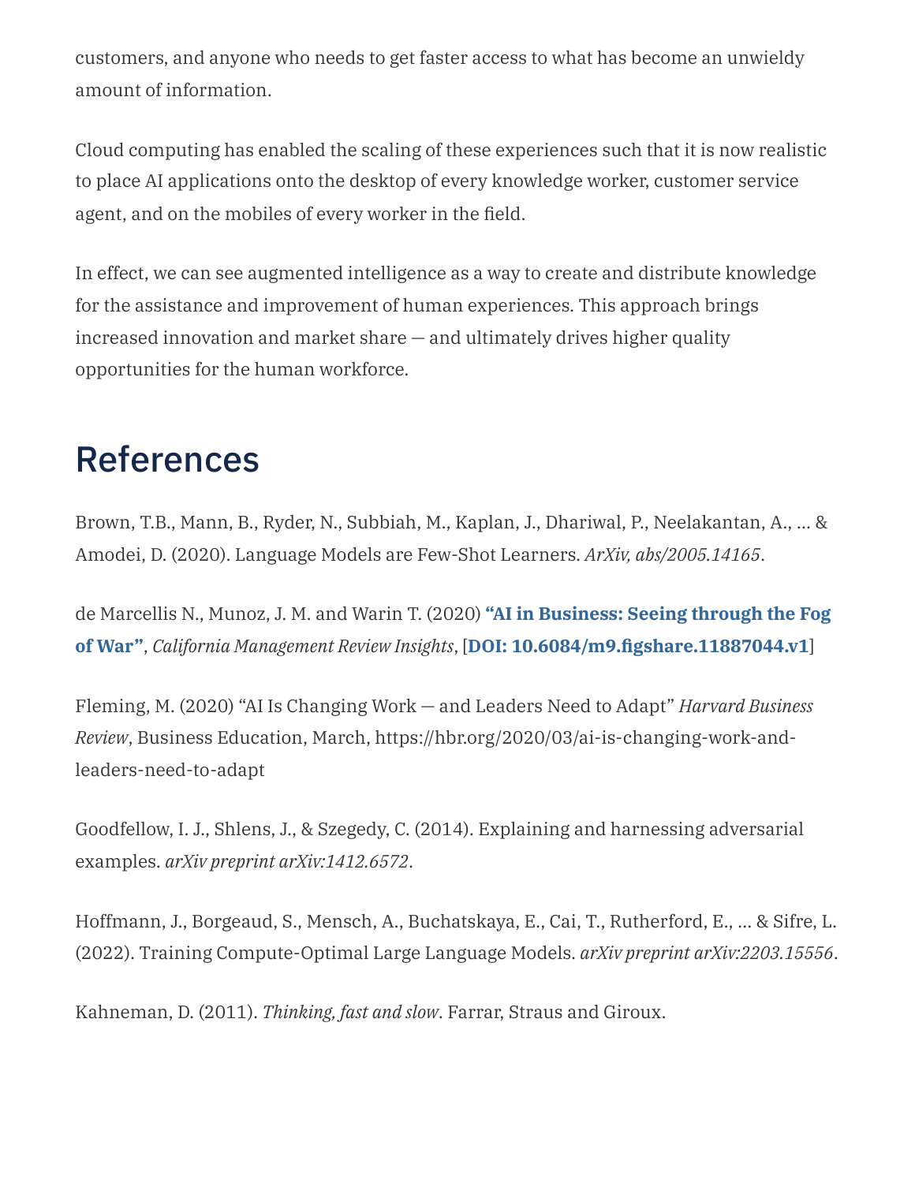customers, and anyone who needs to get faster access to what has become an unwieldy amount of information.

Cloud computing has enabled the scaling of these experiences such that it is now realistic to place AI applications onto the desktop of every knowledge worker, customer service agent, and on the mobiles of every worker in the field.

In effect, we can see augmented intelligence as a way to create and distribute knowledge for the assistance and improvement of human experiences. This approach brings increased innovation and market share — and ultimately drives higher quality opportunities for the human workforce.

## References

Brown, T.B., Mann, B., Ryder, N., Subbiah, M., Kaplan, J., Dhariwal, P., Neelakantan, A., … & Amodei, D. (2020). Language Models are Few-Shot Learners. *ArXiv, abs/2005.14165*.

de Marcellis N., Munoz, J. M. and Warin T. (2020) **"AI in Business: Seeing through the Fog of War"**, *California Management Review Insights*, [**DOI: 10.6084/m9.figshare.11887044.v1**]

Fleming, M. (2020) "AI Is Changing Work — and Leaders Need to Adapt" *Harvard Business Review*, Business Education, March, https://hbr.org/2020/03/ai-is-changing-work-and-leaders-need-to-adapt

Goodfellow, I. J., Shlens, J., & Szegedy, C. (2014). Explaining and harnessing adversarial examples. *arXiv preprint arXiv:1412.6572*.

Hoffmann, J., Borgeaud, S., Mensch, A., Buchatskaya, E., Cai, T., Rutherford, E., … & Sifre, L. (2022). Training Compute-Optimal Large Language Models. *arXiv preprint arXiv:2203.15556*.

Kahneman, D. (2011). *Thinking, fast and slow*. Farrar, Straus and Giroux.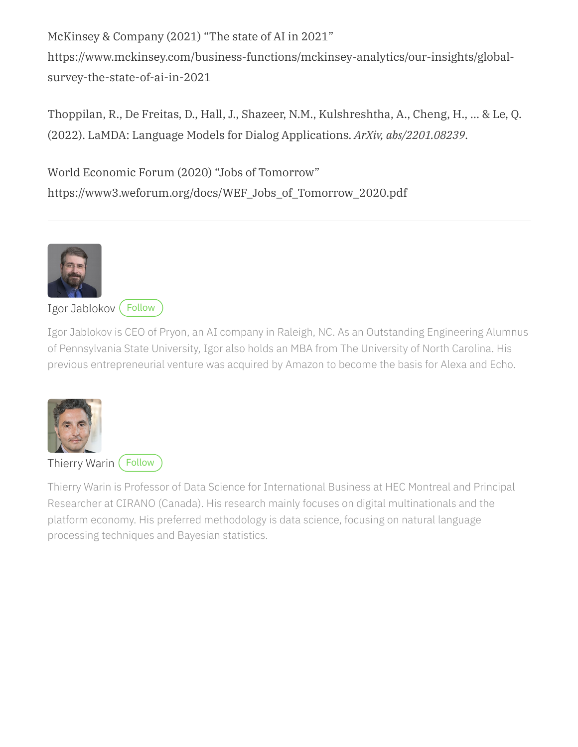McKinsey & Company (2021) "The state of AI in 2021" https://www.mckinsey.com/business-functions/mckinsey-analytics/our-insights/global-survey-the-state-of-ai-in-2021

Thoppilan, R., De Freitas, D., Hall, J., Shazeer, N.M., Kulshreshtha, A., Cheng, H., ... & Le, Q. (2022). LaMDA: Language Models for Dialog Applications. *ArXiv, abs/2201.08239*.

World Economic Forum (2020) "Jobs of Tomorrow" https://www3.weforum.org/docs/WEF_Jobs_of_Tomorrow_2020.pdf

---

Igor Jablokov Follow

Igor Jablokov is CEO of Pryon, an AI company in Raleigh, NC. As an Outstanding Engineering Alumnus of Pennsylvania State University, Igor also holds an MBA from The University of North Carolina. His previous entrepreneurial venture was acquired by Amazon to become the basis for Alexa and Echo.

Thierry Warin Follow

Thierry Warin is Professor of Data Science for International Business at HEC Montreal and Principal Researcher at CIRANO (Canada). His research mainly focuses on digital multinationals and the platform economy. His preferred methodology is data science, focusing on natural language processing techniques and Bayesian statistics.